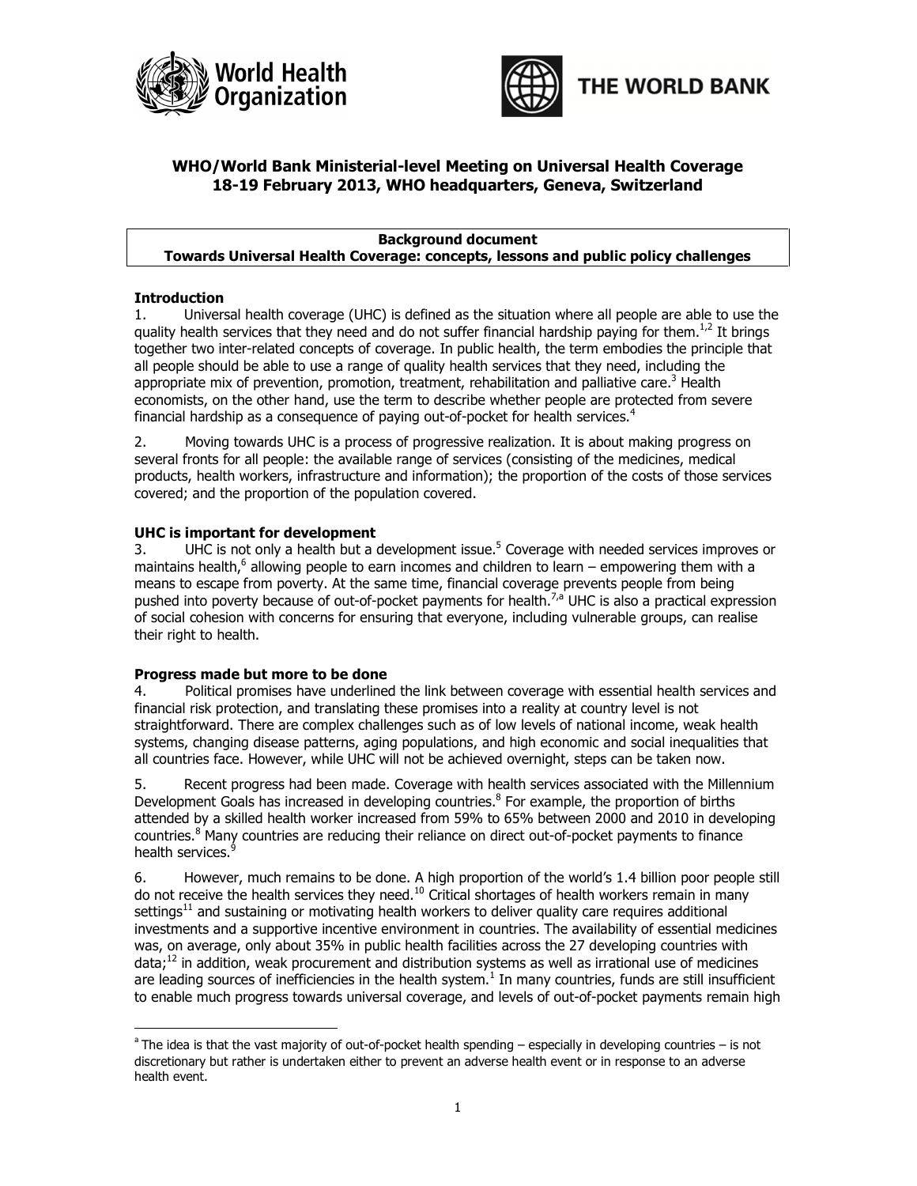**WHO/World Bank Ministerial-level Meeting on Universal Health Coverage**
**18-19 February 2013, WHO headquarters, Geneva, Switzerland**

**Background document**
**Towards Universal Health Coverage: concepts, lessons and public policy challenges**

**Introduction**

1. Universal health coverage (UHC) is defined as the situation where all people are able to use the quality health services that they need and do not suffer financial hardship paying for them.[1,2] It brings together two inter-related concepts of coverage. In public health, the term embodies the principle that all people should be able to use a range of quality health services that they need, including the appropriate mix of prevention, promotion, treatment, rehabilitation and palliative care.[3] Health economists, on the other hand, use the term to describe whether people are protected from severe financial hardship as a consequence of paying out-of-pocket for health services.[4]

2. Moving towards UHC is a process of progressive realization. It is about making progress on several fronts for all people: the available range of services (consisting of the medicines, medical products, health workers, infrastructure and information); the proportion of the costs of those services covered; and the proportion of the population covered.

**UHC is important for development**

3. UHC is not only a health but a development issue.[5] Coverage with needed services improves or maintains health,[6] allowing people to earn incomes and children to learn – empowering them with a means to escape from poverty. At the same time, financial coverage prevents people from being pushed into poverty because of out-of-pocket payments for health.[7,a] UHC is also a practical expression of social cohesion with concerns for ensuring that everyone, including vulnerable groups, can realise their right to health.

**Progress made but more to be done**

4. Political promises have underlined the link between coverage with essential health services and financial risk protection, and translating these promises into a reality at country level is not straightforward. There are complex challenges such as of low levels of national income, weak health systems, changing disease patterns, aging populations, and high economic and social inequalities that all countries face. However, while UHC will not be achieved overnight, steps can be taken now.

5. Recent progress had been made. Coverage with health services associated with the Millennium Development Goals has increased in developing countries.[8] For example, the proportion of births attended by a skilled health worker increased from 59% to 65% between 2000 and 2010 in developing countries.[8] Many countries are reducing their reliance on direct out-of-pocket payments to finance health services.[9]

6. However, much remains to be done. A high proportion of the world's 1.4 billion poor people still do not receive the health services they need.[10] Critical shortages of health workers remain in many settings[11] and sustaining or motivating health workers to deliver quality care requires additional investments and a supportive incentive environment in countries. The availability of essential medicines was, on average, only about 35% in public health facilities across the 27 developing countries with data;[12] in addition, weak procurement and distribution systems as well as irrational use of medicines are leading sources of inefficiencies in the health system.[1] In many countries, funds are still insufficient to enable much progress towards universal coverage, and levels of out-of-pocket payments remain high

[a] The idea is that the vast majority of out-of-pocket health spending – especially in developing countries – is not discretionary but rather is undertaken either to prevent an adverse health event or in response to an adverse health event.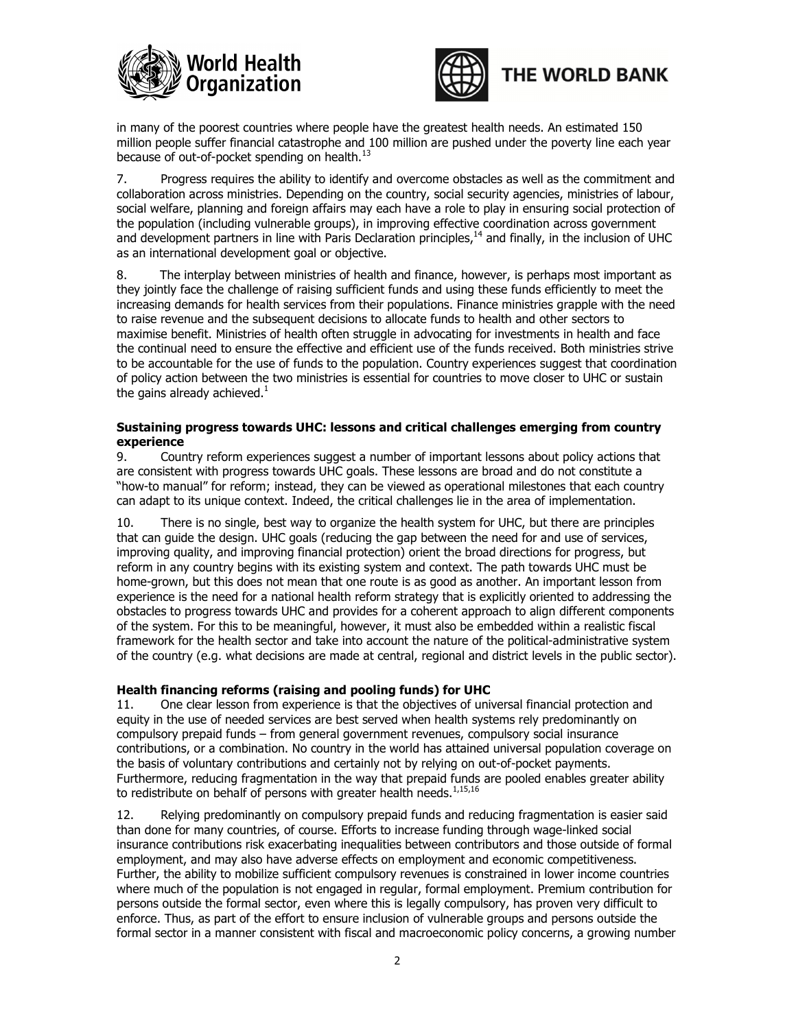in many of the poorest countries where people have the greatest health needs. An estimated 150 million people suffer financial catastrophe and 100 million are pushed under the poverty line each year because of out-of-pocket spending on health.[13]

7. Progress requires the ability to identify and overcome obstacles as well as the commitment and collaboration across ministries. Depending on the country, social security agencies, ministries of labour, social welfare, planning and foreign affairs may each have a role to play in ensuring social protection of the population (including vulnerable groups), in improving effective coordination across government and development partners in line with Paris Declaration principles,[14] and finally, in the inclusion of UHC as an international development goal or objective.

8. The interplay between ministries of health and finance, however, is perhaps most important as they jointly face the challenge of raising sufficient funds and using these funds efficiently to meet the increasing demands for health services from their populations. Finance ministries grapple with the need to raise revenue and the subsequent decisions to allocate funds to health and other sectors to maximise benefit. Ministries of health often struggle in advocating for investments in health and face the continual need to ensure the effective and efficient use of the funds received. Both ministries strive to be accountable for the use of funds to the population. Country experiences suggest that coordination of policy action between the two ministries is essential for countries to move closer to UHC or sustain the gains already achieved.[1]

**Sustaining progress towards UHC: lessons and critical challenges emerging from country experience**

9. Country reform experiences suggest a number of important lessons about policy actions that are consistent with progress towards UHC goals. These lessons are broad and do not constitute a "how-to manual" for reform; instead, they can be viewed as operational milestones that each country can adapt to its unique context. Indeed, the critical challenges lie in the area of implementation.

10. There is no single, best way to organize the health system for UHC, but there are principles that can guide the design. UHC goals (reducing the gap between the need for and use of services, improving quality, and improving financial protection) orient the broad directions for progress, but reform in any country begins with its existing system and context. The path towards UHC must be home-grown, but this does not mean that one route is as good as another. An important lesson from experience is the need for a national health reform strategy that is explicitly oriented to addressing the obstacles to progress towards UHC and provides for a coherent approach to align different components of the system. For this to be meaningful, however, it must also be embedded within a realistic fiscal framework for the health sector and take into account the nature of the political-administrative system of the country (e.g. what decisions are made at central, regional and district levels in the public sector).

**Health financing reforms (raising and pooling funds) for UHC**

11. One clear lesson from experience is that the objectives of universal financial protection and equity in the use of needed services are best served when health systems rely predominantly on compulsory prepaid funds – from general government revenues, compulsory social insurance contributions, or a combination. No country in the world has attained universal population coverage on the basis of voluntary contributions and certainly not by relying on out-of-pocket payments. Furthermore, reducing fragmentation in the way that prepaid funds are pooled enables greater ability to redistribute on behalf of persons with greater health needs.[1,15,16]

12. Relying predominantly on compulsory prepaid funds and reducing fragmentation is easier said than done for many countries, of course. Efforts to increase funding through wage-linked social insurance contributions risk exacerbating inequalities between contributors and those outside of formal employment, and may also have adverse effects on employment and economic competitiveness. Further, the ability to mobilize sufficient compulsory revenues is constrained in lower income countries where much of the population is not engaged in regular, formal employment. Premium contribution for persons outside the formal sector, even where this is legally compulsory, has proven very difficult to enforce. Thus, as part of the effort to ensure inclusion of vulnerable groups and persons outside the formal sector in a manner consistent with fiscal and macroeconomic policy concerns, a growing number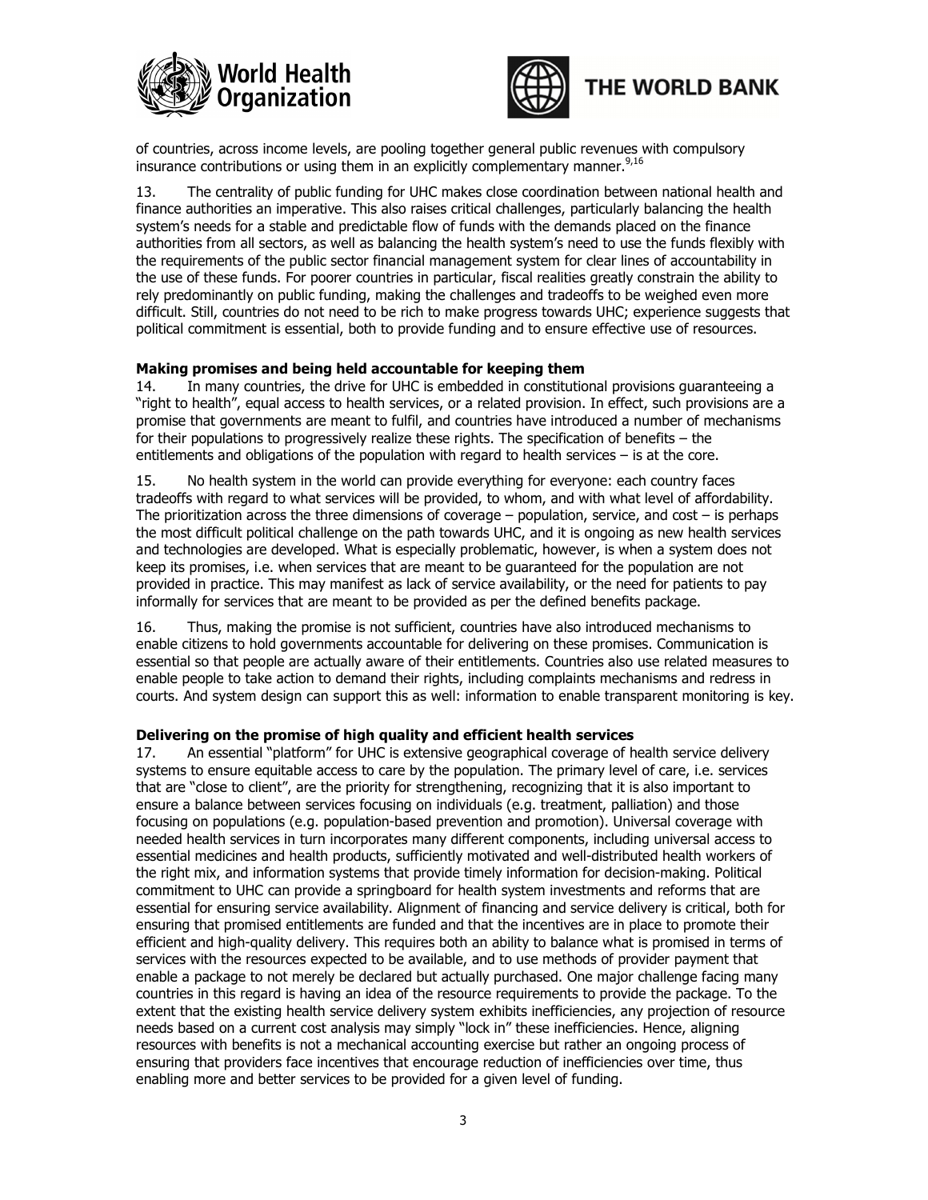of countries, across income levels, are pooling together general public revenues with compulsory insurance contributions or using them in an explicitly complementary manner.[9,16]

13. The centrality of public funding for UHC makes close coordination between national health and finance authorities an imperative. This also raises critical challenges, particularly balancing the health system's needs for a stable and predictable flow of funds with the demands placed on the finance authorities from all sectors, as well as balancing the health system's need to use the funds flexibly with the requirements of the public sector financial management system for clear lines of accountability in the use of these funds. For poorer countries in particular, fiscal realities greatly constrain the ability to rely predominantly on public funding, making the challenges and tradeoffs to be weighed even more difficult. Still, countries do not need to be rich to make progress towards UHC; experience suggests that political commitment is essential, both to provide funding and to ensure effective use of resources.

**Making promises and being held accountable for keeping them**

14. In many countries, the drive for UHC is embedded in constitutional provisions guaranteeing a "right to health", equal access to health services, or a related provision. In effect, such provisions are a promise that governments are meant to fulfil, and countries have introduced a number of mechanisms for their populations to progressively realize these rights. The specification of benefits – the entitlements and obligations of the population with regard to health services – is at the core.

15. No health system in the world can provide everything for everyone: each country faces tradeoffs with regard to what services will be provided, to whom, and with what level of affordability. The prioritization across the three dimensions of coverage – population, service, and cost – is perhaps the most difficult political challenge on the path towards UHC, and it is ongoing as new health services and technologies are developed. What is especially problematic, however, is when a system does not keep its promises, i.e. when services that are meant to be guaranteed for the population are not provided in practice. This may manifest as lack of service availability, or the need for patients to pay informally for services that are meant to be provided as per the defined benefits package.

16. Thus, making the promise is not sufficient, countries have also introduced mechanisms to enable citizens to hold governments accountable for delivering on these promises. Communication is essential so that people are actually aware of their entitlements. Countries also use related measures to enable people to take action to demand their rights, including complaints mechanisms and redress in courts. And system design can support this as well: information to enable transparent monitoring is key.

**Delivering on the promise of high quality and efficient health services**

17. An essential "platform" for UHC is extensive geographical coverage of health service delivery systems to ensure equitable access to care by the population. The primary level of care, i.e. services that are "close to client", are the priority for strengthening, recognizing that it is also important to ensure a balance between services focusing on individuals (e.g. treatment, palliation) and those focusing on populations (e.g. population-based prevention and promotion). Universal coverage with needed health services in turn incorporates many different components, including universal access to essential medicines and health products, sufficiently motivated and well-distributed health workers of the right mix, and information systems that provide timely information for decision-making. Political commitment to UHC can provide a springboard for health system investments and reforms that are essential for ensuring service availability. Alignment of financing and service delivery is critical, both for ensuring that promised entitlements are funded and that the incentives are in place to promote their efficient and high-quality delivery. This requires both an ability to balance what is promised in terms of services with the resources expected to be available, and to use methods of provider payment that enable a package to not merely be declared but actually purchased. One major challenge facing many countries in this regard is having an idea of the resource requirements to provide the package. To the extent that the existing health service delivery system exhibits inefficiencies, any projection of resource needs based on a current cost analysis may simply "lock in" these inefficiencies. Hence, aligning resources with benefits is not a mechanical accounting exercise but rather an ongoing process of ensuring that providers face incentives that encourage reduction of inefficiencies over time, thus enabling more and better services to be provided for a given level of funding.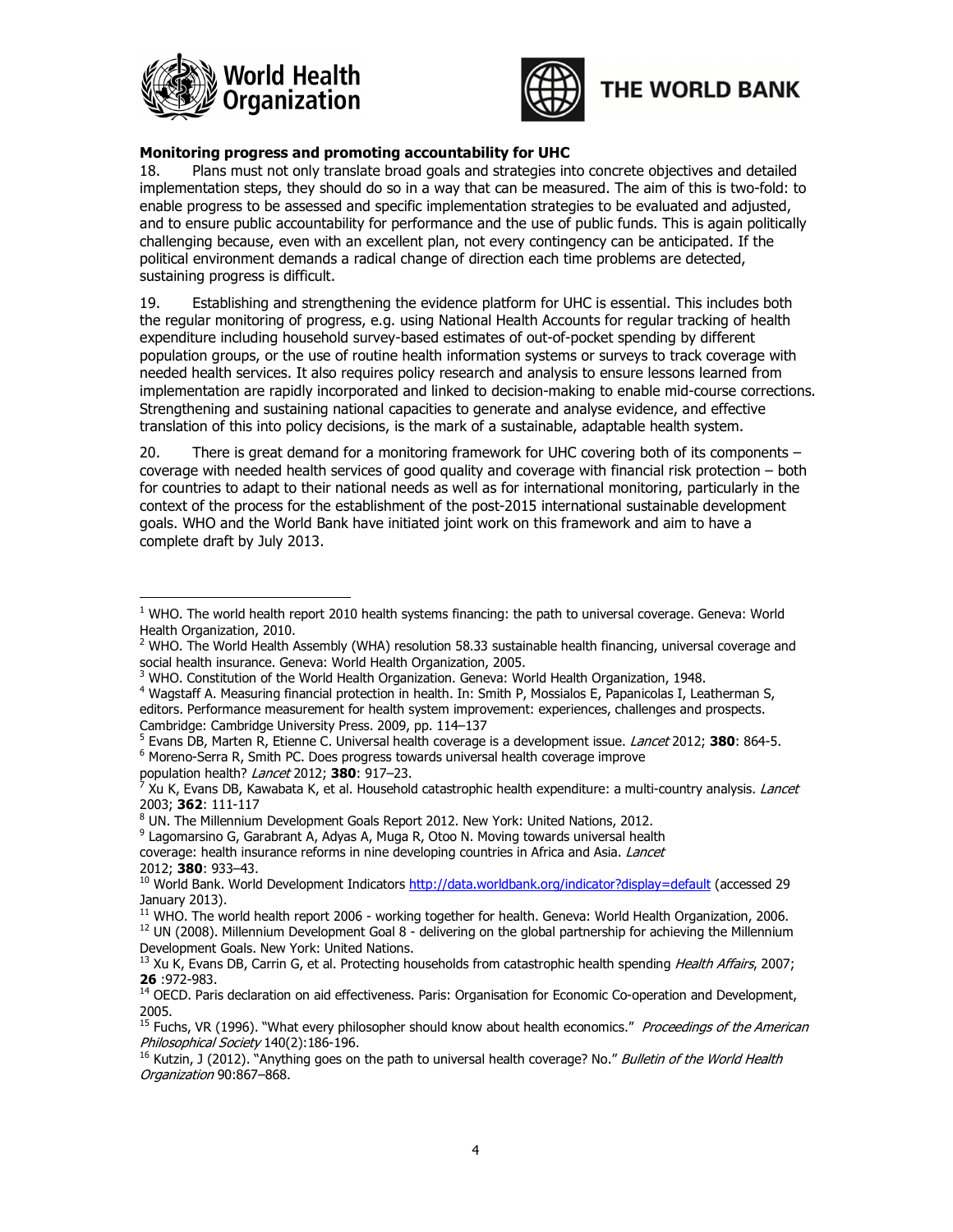**Monitoring progress and promoting accountability for UHC**

18. Plans must not only translate broad goals and strategies into concrete objectives and detailed implementation steps, they should do so in a way that can be measured. The aim of this is two-fold: to enable progress to be assessed and specific implementation strategies to be evaluated and adjusted, and to ensure public accountability for performance and the use of public funds. This is again politically challenging because, even with an excellent plan, not every contingency can be anticipated. If the political environment demands a radical change of direction each time problems are detected, sustaining progress is difficult.

19. Establishing and strengthening the evidence platform for UHC is essential. This includes both the regular monitoring of progress, e.g. using National Health Accounts for regular tracking of health expenditure including household survey-based estimates of out-of-pocket spending by different population groups, or the use of routine health information systems or surveys to track coverage with needed health services. It also requires policy research and analysis to ensure lessons learned from implementation are rapidly incorporated and linked to decision-making to enable mid-course corrections. Strengthening and sustaining national capacities to generate and analyse evidence, and effective translation of this into policy decisions, is the mark of a sustainable, adaptable health system.

20. There is great demand for a monitoring framework for UHC covering both of its components – coverage with needed health services of good quality and coverage with financial risk protection – both for countries to adapt to their national needs as well as for international monitoring, particularly in the context of the process for the establishment of the post-2015 international sustainable development goals. WHO and the World Bank have initiated joint work on this framework and aim to have a complete draft by July 2013.

---

[1] WHO. The world health report 2010 health systems financing: the path to universal coverage. Geneva: World Health Organization, 2010.

[2] WHO. The World Health Assembly (WHA) resolution 58.33 sustainable health financing, universal coverage and social health insurance. Geneva: World Health Organization, 2005.

[3] WHO. Constitution of the World Health Organization. Geneva: World Health Organization, 1948.

[4] Wagstaff A. Measuring financial protection in health. In: Smith P, Mossialos E, Papanicolas I, Leatherman S, editors. Performance measurement for health system improvement: experiences, challenges and prospects. Cambridge: Cambridge University Press. 2009, pp. 114–137

[5] Evans DB, Marten R, Etienne C. Universal health coverage is a development issue. *Lancet* 2012; **380**: 864-5.

[6] Moreno-Serra R, Smith PC. Does progress towards universal health coverage improve population health? *Lancet* 2012; **380**: 917–23.

[7] Xu K, Evans DB, Kawabata K, et al. Household catastrophic health expenditure: a multi-country analysis. *Lancet* 2003; **362**: 111-117

[8] UN. The Millennium Development Goals Report 2012. New York: United Nations, 2012.

[9] Lagomarsino G, Garabrant A, Adyas A, Muga R, Otoo N. Moving towards universal health coverage: health insurance reforms in nine developing countries in Africa and Asia. *Lancet* 2012; **380**: 933–43.

[10] World Bank. World Development Indicators http://data.worldbank.org/indicator?display=default (accessed 29 January 2013).

[11] WHO. The world health report 2006 - working together for health. Geneva: World Health Organization, 2006.

[12] UN (2008). Millennium Development Goal 8 - delivering on the global partnership for achieving the Millennium Development Goals. New York: United Nations.

[13] Xu K, Evans DB, Carrin G, et al. Protecting households from catastrophic health spending *Health Affairs*, 2007; **26** :972-983.

[14] OECD. Paris declaration on aid effectiveness. Paris: Organisation for Economic Co-operation and Development, 2005.

[15] Fuchs, VR (1996). "What every philosopher should know about health economics." *Proceedings of the American Philosophical Society* 140(2):186-196.

[16] Kutzin, J (2012). "Anything goes on the path to universal health coverage? No." *Bulletin of the World Health Organization* 90:867–868.